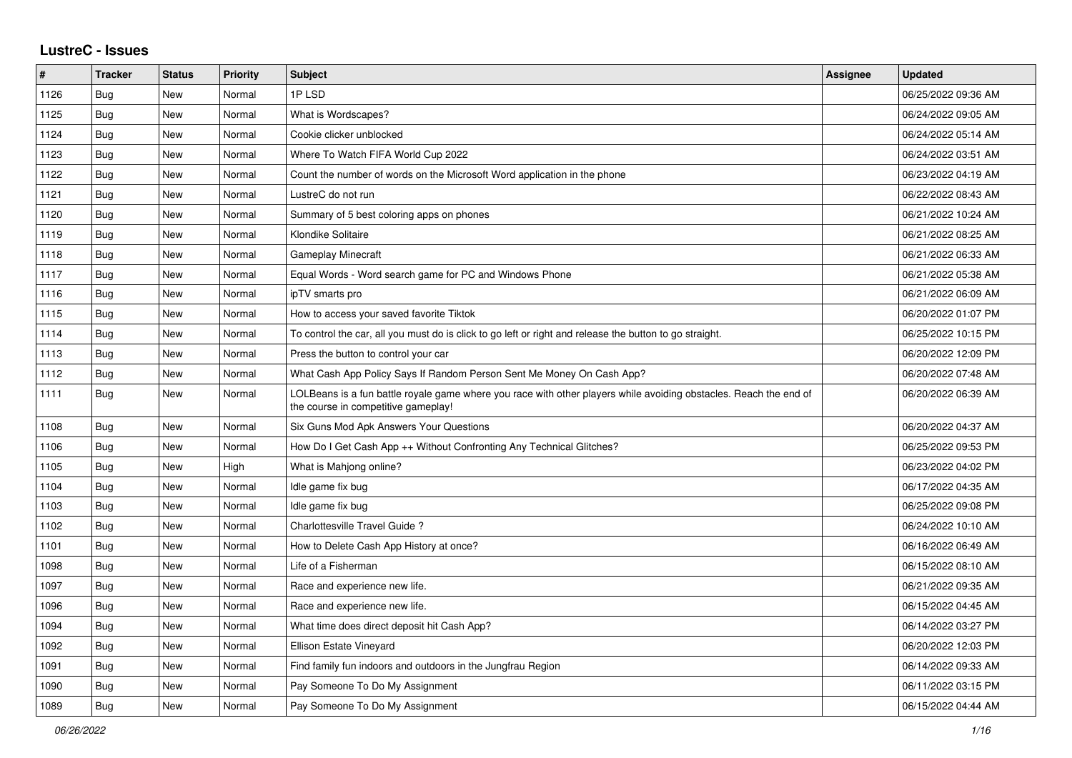# LustreC - Issues

| # | Tracker | Status | Priority | Subject | Assignee | Updated |
|---|---|---|---|---|---|---|
| 1126 | Bug | New | Normal | 1P LSD | | 06/25/2022 09:36 AM |
| 1125 | Bug | New | Normal | What is Wordscapes? | | 06/24/2022 09:05 AM |
| 1124 | Bug | New | Normal | Cookie clicker unblocked | | 06/24/2022 05:14 AM |
| 1123 | Bug | New | Normal | Where To Watch FIFA World Cup 2022 | | 06/24/2022 03:51 AM |
| 1122 | Bug | New | Normal | Count the number of words on the Microsoft Word application in the phone | | 06/23/2022 04:19 AM |
| 1121 | Bug | New | Normal | LustreC do not run | | 06/22/2022 08:43 AM |
| 1120 | Bug | New | Normal | Summary of 5 best coloring apps on phones | | 06/21/2022 10:24 AM |
| 1119 | Bug | New | Normal | Klondike Solitaire | | 06/21/2022 08:25 AM |
| 1118 | Bug | New | Normal | Gameplay Minecraft | | 06/21/2022 06:33 AM |
| 1117 | Bug | New | Normal | Equal Words - Word search game for PC and Windows Phone | | 06/21/2022 05:38 AM |
| 1116 | Bug | New | Normal | ipTV smarts pro | | 06/21/2022 06:09 AM |
| 1115 | Bug | New | Normal | How to access your saved favorite Tiktok | | 06/20/2022 01:07 PM |
| 1114 | Bug | New | Normal | To control the car, all you must do is click to go left or right and release the button to go straight. | | 06/25/2022 10:15 PM |
| 1113 | Bug | New | Normal | Press the button to control your car | | 06/20/2022 12:09 PM |
| 1112 | Bug | New | Normal | What Cash App Policy Says If Random Person Sent Me Money On Cash App? | | 06/20/2022 07:48 AM |
| 1111 | Bug | New | Normal | LOLBeans is a fun battle royale game where you race with other players while avoiding obstacles. Reach the end of the course in competitive gameplay! | | 06/20/2022 06:39 AM |
| 1108 | Bug | New | Normal | Six Guns Mod Apk Answers Your Questions | | 06/20/2022 04:37 AM |
| 1106 | Bug | New | Normal | How Do I Get Cash App ++ Without Confronting Any Technical Glitches? | | 06/25/2022 09:53 PM |
| 1105 | Bug | New | High | What is Mahjong online? | | 06/23/2022 04:02 PM |
| 1104 | Bug | New | Normal | Idle game fix bug | | 06/17/2022 04:35 AM |
| 1103 | Bug | New | Normal | Idle game fix bug | | 06/25/2022 09:08 PM |
| 1102 | Bug | New | Normal | Charlottesville Travel Guide ? | | 06/24/2022 10:10 AM |
| 1101 | Bug | New | Normal | How to Delete Cash App History at once? | | 06/16/2022 06:49 AM |
| 1098 | Bug | New | Normal | Life of a Fisherman | | 06/15/2022 08:10 AM |
| 1097 | Bug | New | Normal | Race and experience new life. | | 06/21/2022 09:35 AM |
| 1096 | Bug | New | Normal | Race and experience new life. | | 06/15/2022 04:45 AM |
| 1094 | Bug | New | Normal | What time does direct deposit hit Cash App? | | 06/14/2022 03:27 PM |
| 1092 | Bug | New | Normal | Ellison Estate Vineyard | | 06/20/2022 12:03 PM |
| 1091 | Bug | New | Normal | Find family fun indoors and outdoors in the Jungfrau Region | | 06/14/2022 09:33 AM |
| 1090 | Bug | New | Normal | Pay Someone To Do My Assignment | | 06/11/2022 03:15 PM |
| 1089 | Bug | New | Normal | Pay Someone To Do My Assignment | | 06/15/2022 04:44 AM |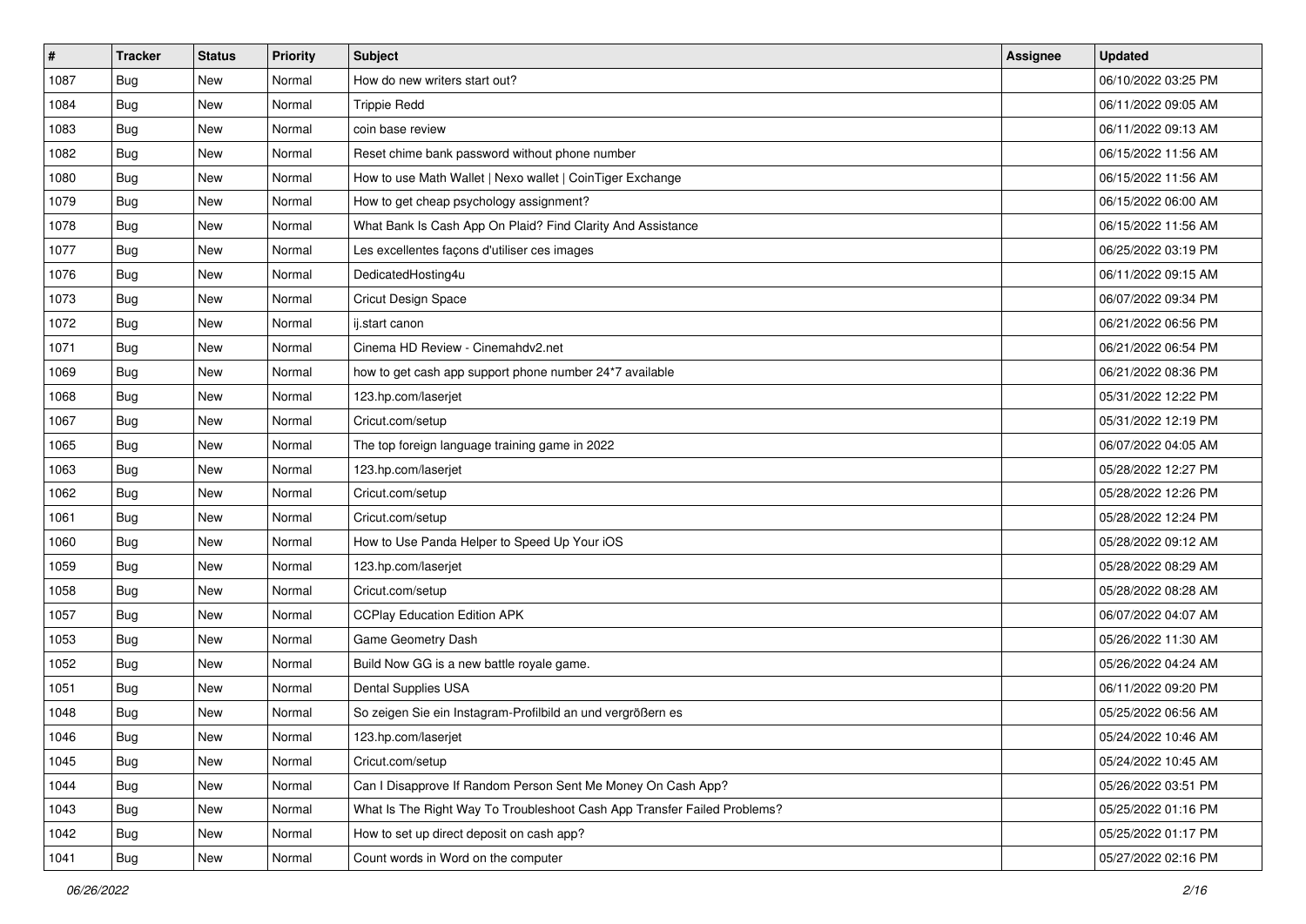| # | Tracker | Status | Priority | Subject | Assignee | Updated |
|---|---|---|---|---|---|---|
| 1087 | Bug | New | Normal | How do new writers start out? | | 06/10/2022 03:25 PM |
| 1084 | Bug | New | Normal | Trippie Redd | | 06/11/2022 09:05 AM |
| 1083 | Bug | New | Normal | coin base review | | 06/11/2022 09:13 AM |
| 1082 | Bug | New | Normal | Reset chime bank password without phone number | | 06/15/2022 11:56 AM |
| 1080 | Bug | New | Normal | How to use Math Wallet \| Nexo wallet \| CoinTiger Exchange | | 06/15/2022 11:56 AM |
| 1079 | Bug | New | Normal | How to get cheap psychology assignment? | | 06/15/2022 06:00 AM |
| 1078 | Bug | New | Normal | What Bank Is Cash App On Plaid? Find Clarity And Assistance | | 06/15/2022 11:56 AM |
| 1077 | Bug | New | Normal | Les excellentes façons d'utiliser ces images | | 06/25/2022 03:19 PM |
| 1076 | Bug | New | Normal | DedicatedHosting4u | | 06/11/2022 09:15 AM |
| 1073 | Bug | New | Normal | Cricut Design Space | | 06/07/2022 09:34 PM |
| 1072 | Bug | New | Normal | ij.start canon | | 06/21/2022 06:56 PM |
| 1071 | Bug | New | Normal | Cinema HD Review - Cinemahdv2.net | | 06/21/2022 06:54 PM |
| 1069 | Bug | New | Normal | how to get cash app support phone number 24*7 available | | 06/21/2022 08:36 PM |
| 1068 | Bug | New | Normal | 123.hp.com/laserjet | | 05/31/2022 12:22 PM |
| 1067 | Bug | New | Normal | Cricut.com/setup | | 05/31/2022 12:19 PM |
| 1065 | Bug | New | Normal | The top foreign language training game in 2022 | | 06/07/2022 04:05 AM |
| 1063 | Bug | New | Normal | 123.hp.com/laserjet | | 05/28/2022 12:27 PM |
| 1062 | Bug | New | Normal | Cricut.com/setup | | 05/28/2022 12:26 PM |
| 1061 | Bug | New | Normal | Cricut.com/setup | | 05/28/2022 12:24 PM |
| 1060 | Bug | New | Normal | How to Use Panda Helper to Speed Up Your iOS | | 05/28/2022 09:12 AM |
| 1059 | Bug | New | Normal | 123.hp.com/laserjet | | 05/28/2022 08:29 AM |
| 1058 | Bug | New | Normal | Cricut.com/setup | | 05/28/2022 08:28 AM |
| 1057 | Bug | New | Normal | CCPlay Education Edition APK | | 06/07/2022 04:07 AM |
| 1053 | Bug | New | Normal | Game Geometry Dash | | 05/26/2022 11:30 AM |
| 1052 | Bug | New | Normal | Build Now GG is a new battle royale game. | | 05/26/2022 04:24 AM |
| 1051 | Bug | New | Normal | Dental Supplies USA | | 06/11/2022 09:20 PM |
| 1048 | Bug | New | Normal | So zeigen Sie ein Instagram-Profilbild an und vergrößern es | | 05/25/2022 06:56 AM |
| 1046 | Bug | New | Normal | 123.hp.com/laserjet | | 05/24/2022 10:46 AM |
| 1045 | Bug | New | Normal | Cricut.com/setup | | 05/24/2022 10:45 AM |
| 1044 | Bug | New | Normal | Can I Disapprove If Random Person Sent Me Money On Cash App? | | 05/26/2022 03:51 PM |
| 1043 | Bug | New | Normal | What Is The Right Way To Troubleshoot Cash App Transfer Failed Problems? | | 05/25/2022 01:16 PM |
| 1042 | Bug | New | Normal | How to set up direct deposit on cash app? | | 05/25/2022 01:17 PM |
| 1041 | Bug | New | Normal | Count words in Word on the computer | | 05/27/2022 02:16 PM |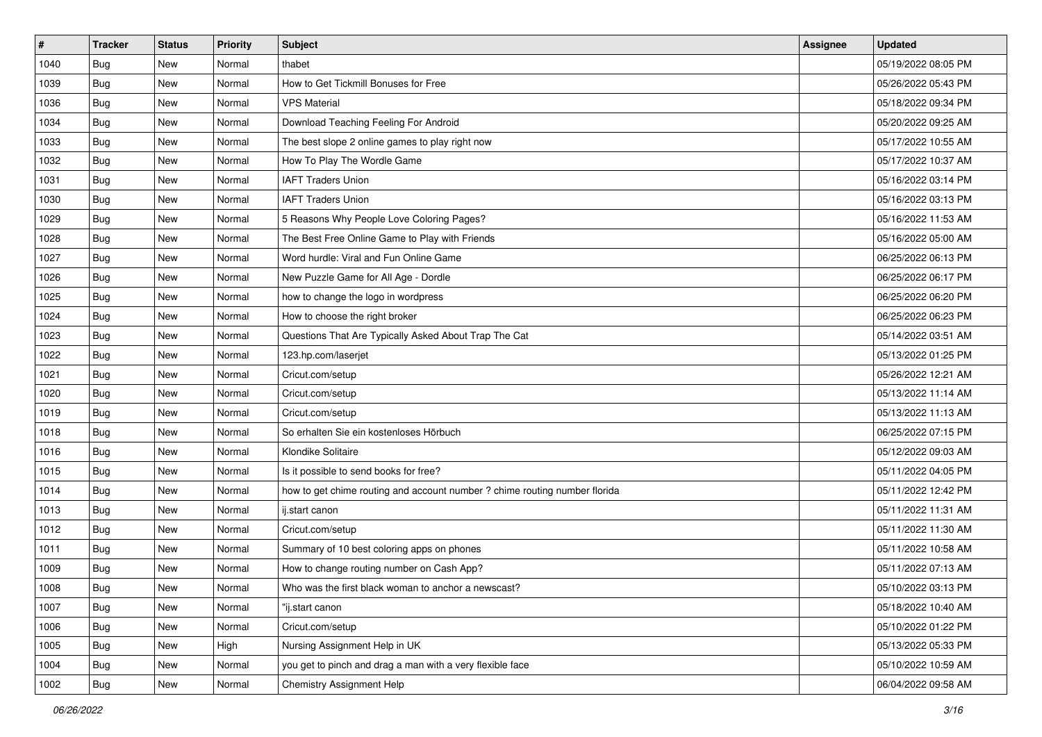| # | Tracker | Status | Priority | Subject | Assignee | Updated |
|---|---|---|---|---|---|---|
| 1040 | Bug | New | Normal | thabet | | 05/19/2022 08:05 PM |
| 1039 | Bug | New | Normal | How to Get Tickmill Bonuses for Free | | 05/26/2022 05:43 PM |
| 1036 | Bug | New | Normal | VPS Material | | 05/18/2022 09:34 PM |
| 1034 | Bug | New | Normal | Download Teaching Feeling For Android | | 05/20/2022 09:25 AM |
| 1033 | Bug | New | Normal | The best slope 2 online games to play right now | | 05/17/2022 10:55 AM |
| 1032 | Bug | New | Normal | How To Play The Wordle Game | | 05/17/2022 10:37 AM |
| 1031 | Bug | New | Normal | IAFT Traders Union | | 05/16/2022 03:14 PM |
| 1030 | Bug | New | Normal | IAFT Traders Union | | 05/16/2022 03:13 PM |
| 1029 | Bug | New | Normal | 5 Reasons Why People Love Coloring Pages? | | 05/16/2022 11:53 AM |
| 1028 | Bug | New | Normal | The Best Free Online Game to Play with Friends | | 05/16/2022 05:00 AM |
| 1027 | Bug | New | Normal | Word hurdle: Viral and Fun Online Game | | 06/25/2022 06:13 PM |
| 1026 | Bug | New | Normal | New Puzzle Game for All Age - Dordle | | 06/25/2022 06:17 PM |
| 1025 | Bug | New | Normal | how to change the logo in wordpress | | 06/25/2022 06:20 PM |
| 1024 | Bug | New | Normal | How to choose the right broker | | 06/25/2022 06:23 PM |
| 1023 | Bug | New | Normal | Questions That Are Typically Asked About Trap The Cat | | 05/14/2022 03:51 AM |
| 1022 | Bug | New | Normal | 123.hp.com/laserjet | | 05/13/2022 01:25 PM |
| 1021 | Bug | New | Normal | Cricut.com/setup | | 05/26/2022 12:21 AM |
| 1020 | Bug | New | Normal | Cricut.com/setup | | 05/13/2022 11:14 AM |
| 1019 | Bug | New | Normal | Cricut.com/setup | | 05/13/2022 11:13 AM |
| 1018 | Bug | New | Normal | So erhalten Sie ein kostenloses Hörbuch | | 06/25/2022 07:15 PM |
| 1016 | Bug | New | Normal | Klondike Solitaire | | 05/12/2022 09:03 AM |
| 1015 | Bug | New | Normal | Is it possible to send books for free? | | 05/11/2022 04:05 PM |
| 1014 | Bug | New | Normal | how to get chime routing and account number ? chime routing number florida | | 05/11/2022 12:42 PM |
| 1013 | Bug | New | Normal | ij.start canon | | 05/11/2022 11:31 AM |
| 1012 | Bug | New | Normal | Cricut.com/setup | | 05/11/2022 11:30 AM |
| 1011 | Bug | New | Normal | Summary of 10 best coloring apps on phones | | 05/11/2022 10:58 AM |
| 1009 | Bug | New | Normal | How to change routing number on Cash App? | | 05/11/2022 07:13 AM |
| 1008 | Bug | New | Normal | Who was the first black woman to anchor a newscast? | | 05/10/2022 03:13 PM |
| 1007 | Bug | New | Normal | "ij.start canon | | 05/18/2022 10:40 AM |
| 1006 | Bug | New | Normal | Cricut.com/setup | | 05/10/2022 01:22 PM |
| 1005 | Bug | New | High | Nursing Assignment Help in UK | | 05/13/2022 05:33 PM |
| 1004 | Bug | New | Normal | you get to pinch and drag a man with a very flexible face | | 05/10/2022 10:59 AM |
| 1002 | Bug | New | Normal | Chemistry Assignment Help | | 06/04/2022 09:58 AM |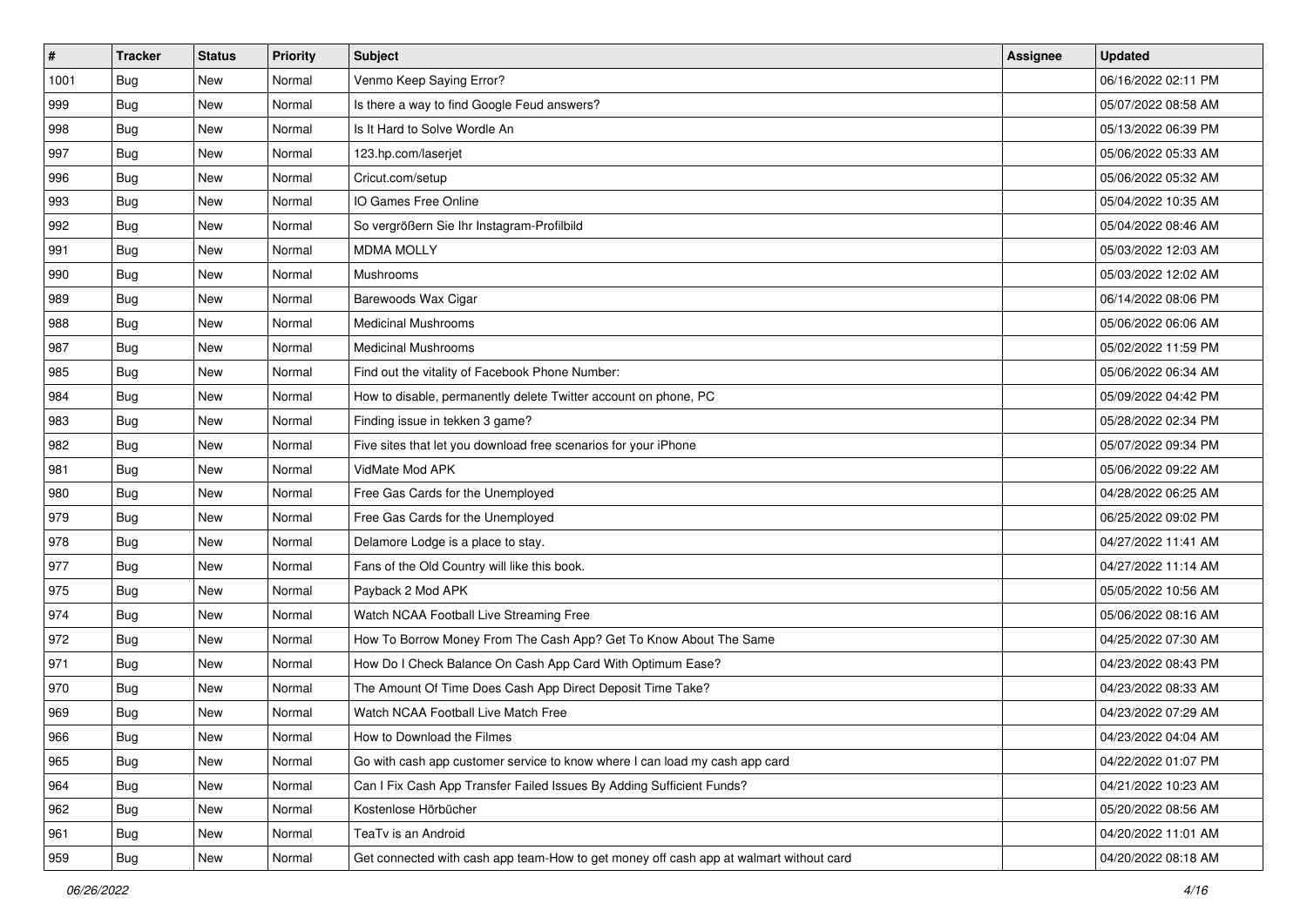| # | Tracker | Status | Priority | Subject | Assignee | Updated |
|---|---|---|---|---|---|---|
| 1001 | Bug | New | Normal | Venmo Keep Saying Error? | | 06/16/2022 02:11 PM |
| 999 | Bug | New | Normal | Is there a way to find Google Feud answers? | | 05/07/2022 08:58 AM |
| 998 | Bug | New | Normal | Is It Hard to Solve Wordle An | | 05/13/2022 06:39 PM |
| 997 | Bug | New | Normal | 123.hp.com/laserjet | | 05/06/2022 05:33 AM |
| 996 | Bug | New | Normal | Cricut.com/setup | | 05/06/2022 05:32 AM |
| 993 | Bug | New | Normal | IO Games Free Online | | 05/04/2022 10:35 AM |
| 992 | Bug | New | Normal | So vergrößern Sie Ihr Instagram-Profilbild | | 05/04/2022 08:46 AM |
| 991 | Bug | New | Normal | MDMA MOLLY | | 05/03/2022 12:03 AM |
| 990 | Bug | New | Normal | Mushrooms | | 05/03/2022 12:02 AM |
| 989 | Bug | New | Normal | Barewoods Wax Cigar | | 06/14/2022 08:06 PM |
| 988 | Bug | New | Normal | Medicinal Mushrooms | | 05/06/2022 06:06 AM |
| 987 | Bug | New | Normal | Medicinal Mushrooms | | 05/02/2022 11:59 PM |
| 985 | Bug | New | Normal | Find out the vitality of Facebook Phone Number: | | 05/06/2022 06:34 AM |
| 984 | Bug | New | Normal | How to disable, permanently delete Twitter account on phone, PC | | 05/09/2022 04:42 PM |
| 983 | Bug | New | Normal | Finding issue in tekken 3 game? | | 05/28/2022 02:34 PM |
| 982 | Bug | New | Normal | Five sites that let you download free scenarios for your iPhone | | 05/07/2022 09:34 PM |
| 981 | Bug | New | Normal | VidMate Mod APK | | 05/06/2022 09:22 AM |
| 980 | Bug | New | Normal | Free Gas Cards for the Unemployed | | 04/28/2022 06:25 AM |
| 979 | Bug | New | Normal | Free Gas Cards for the Unemployed | | 06/25/2022 09:02 PM |
| 978 | Bug | New | Normal | Delamore Lodge is a place to stay. | | 04/27/2022 11:41 AM |
| 977 | Bug | New | Normal | Fans of the Old Country will like this book. | | 04/27/2022 11:14 AM |
| 975 | Bug | New | Normal | Payback 2 Mod APK | | 05/05/2022 10:56 AM |
| 974 | Bug | New | Normal | Watch NCAA Football Live Streaming Free | | 05/06/2022 08:16 AM |
| 972 | Bug | New | Normal | How To Borrow Money From The Cash App? Get To Know About The Same | | 04/25/2022 07:30 AM |
| 971 | Bug | New | Normal | How Do I Check Balance On Cash App Card With Optimum Ease? | | 04/23/2022 08:43 PM |
| 970 | Bug | New | Normal | The Amount Of Time Does Cash App Direct Deposit Time Take? | | 04/23/2022 08:33 AM |
| 969 | Bug | New | Normal | Watch NCAA Football Live Match Free | | 04/23/2022 07:29 AM |
| 966 | Bug | New | Normal | How to Download the Filmes | | 04/23/2022 04:04 AM |
| 965 | Bug | New | Normal | Go with cash app customer service to know where I can load my cash app card | | 04/22/2022 01:07 PM |
| 964 | Bug | New | Normal | Can I Fix Cash App Transfer Failed Issues By Adding Sufficient Funds? | | 04/21/2022 10:23 AM |
| 962 | Bug | New | Normal | Kostenlose Hörbücher | | 05/20/2022 08:56 AM |
| 961 | Bug | New | Normal | TeaTv is an Android | | 04/20/2022 11:01 AM |
| 959 | Bug | New | Normal | Get connected with cash app team-How to get money off cash app at walmart without card | | 04/20/2022 08:18 AM |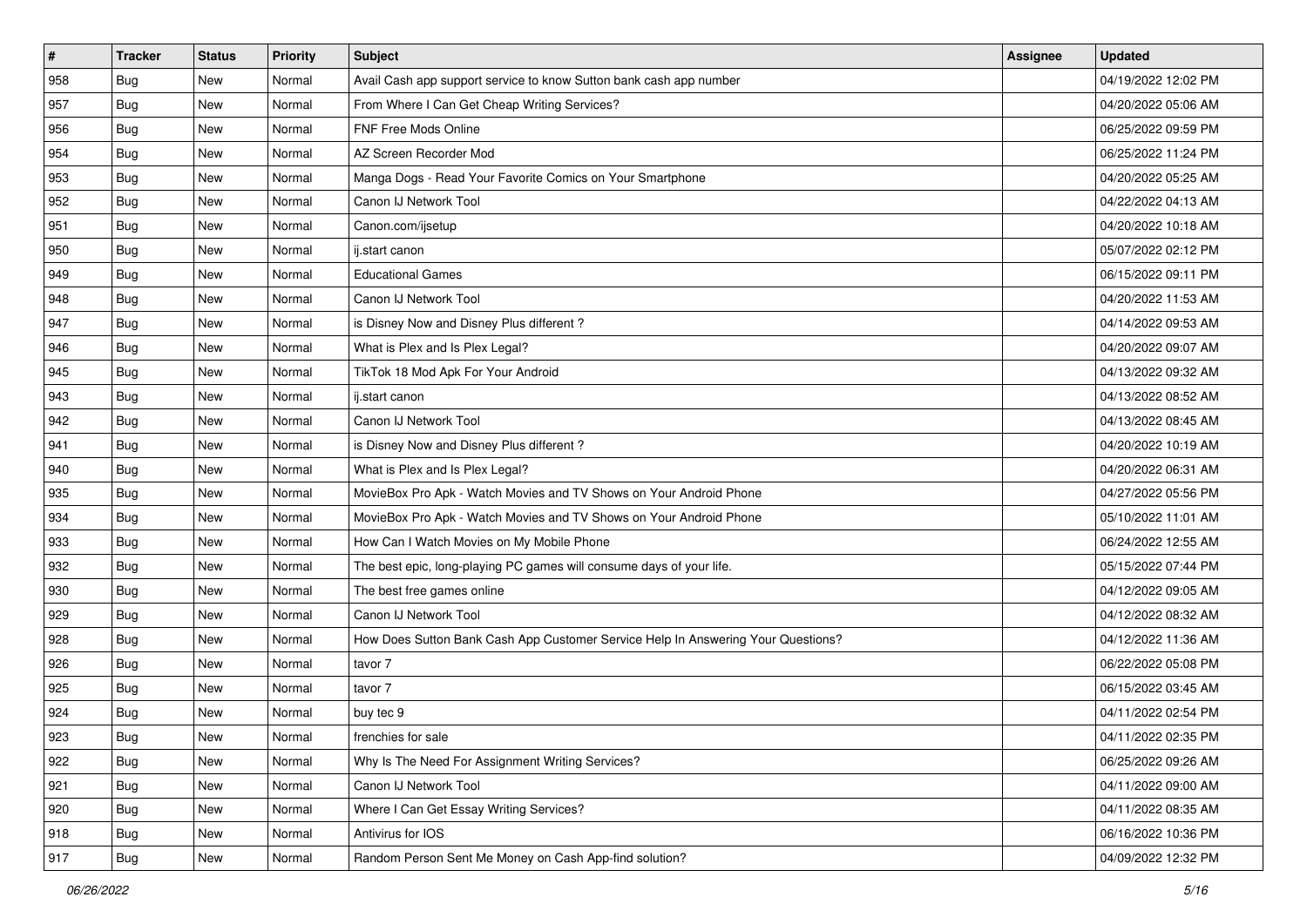| # | Tracker | Status | Priority | Subject | Assignee | Updated |
|---|---|---|---|---|---|---|
| 958 | Bug | New | Normal | Avail Cash app support service to know Sutton bank cash app number | | 04/19/2022 12:02 PM |
| 957 | Bug | New | Normal | From Where I Can Get Cheap Writing Services? | | 04/20/2022 05:06 AM |
| 956 | Bug | New | Normal | FNF Free Mods Online | | 06/25/2022 09:59 PM |
| 954 | Bug | New | Normal | AZ Screen Recorder Mod | | 06/25/2022 11:24 PM |
| 953 | Bug | New | Normal | Manga Dogs - Read Your Favorite Comics on Your Smartphone | | 04/20/2022 05:25 AM |
| 952 | Bug | New | Normal | Canon IJ Network Tool | | 04/22/2022 04:13 AM |
| 951 | Bug | New | Normal | Canon.com/ijsetup | | 04/20/2022 10:18 AM |
| 950 | Bug | New | Normal | ij.start canon | | 05/07/2022 02:12 PM |
| 949 | Bug | New | Normal | Educational Games | | 06/15/2022 09:11 PM |
| 948 | Bug | New | Normal | Canon IJ Network Tool | | 04/20/2022 11:53 AM |
| 947 | Bug | New | Normal | is Disney Now and Disney Plus different ? | | 04/14/2022 09:53 AM |
| 946 | Bug | New | Normal | What is Plex and Is Plex Legal? | | 04/20/2022 09:07 AM |
| 945 | Bug | New | Normal | TikTok 18 Mod Apk For Your Android | | 04/13/2022 09:32 AM |
| 943 | Bug | New | Normal | ij.start canon | | 04/13/2022 08:52 AM |
| 942 | Bug | New | Normal | Canon IJ Network Tool | | 04/13/2022 08:45 AM |
| 941 | Bug | New | Normal | is Disney Now and Disney Plus different ? | | 04/20/2022 10:19 AM |
| 940 | Bug | New | Normal | What is Plex and Is Plex Legal? | | 04/20/2022 06:31 AM |
| 935 | Bug | New | Normal | MovieBox Pro Apk - Watch Movies and TV Shows on Your Android Phone | | 04/27/2022 05:56 PM |
| 934 | Bug | New | Normal | MovieBox Pro Apk - Watch Movies and TV Shows on Your Android Phone | | 05/10/2022 11:01 AM |
| 933 | Bug | New | Normal | How Can I Watch Movies on My Mobile Phone | | 06/24/2022 12:55 AM |
| 932 | Bug | New | Normal | The best epic, long-playing PC games will consume days of your life. | | 05/15/2022 07:44 PM |
| 930 | Bug | New | Normal | The best free games online | | 04/12/2022 09:05 AM |
| 929 | Bug | New | Normal | Canon IJ Network Tool | | 04/12/2022 08:32 AM |
| 928 | Bug | New | Normal | How Does Sutton Bank Cash App Customer Service Help In Answering Your Questions? | | 04/12/2022 11:36 AM |
| 926 | Bug | New | Normal | tavor 7 | | 06/22/2022 05:08 PM |
| 925 | Bug | New | Normal | tavor 7 | | 06/15/2022 03:45 AM |
| 924 | Bug | New | Normal | buy tec 9 | | 04/11/2022 02:54 PM |
| 923 | Bug | New | Normal | frenchies for sale | | 04/11/2022 02:35 PM |
| 922 | Bug | New | Normal | Why Is The Need For Assignment Writing Services? | | 06/25/2022 09:26 AM |
| 921 | Bug | New | Normal | Canon IJ Network Tool | | 04/11/2022 09:00 AM |
| 920 | Bug | New | Normal | Where I Can Get Essay Writing Services? | | 04/11/2022 08:35 AM |
| 918 | Bug | New | Normal | Antivirus for IOS | | 06/16/2022 10:36 PM |
| 917 | Bug | New | Normal | Random Person Sent Me Money on Cash App-find solution? | | 04/09/2022 12:32 PM |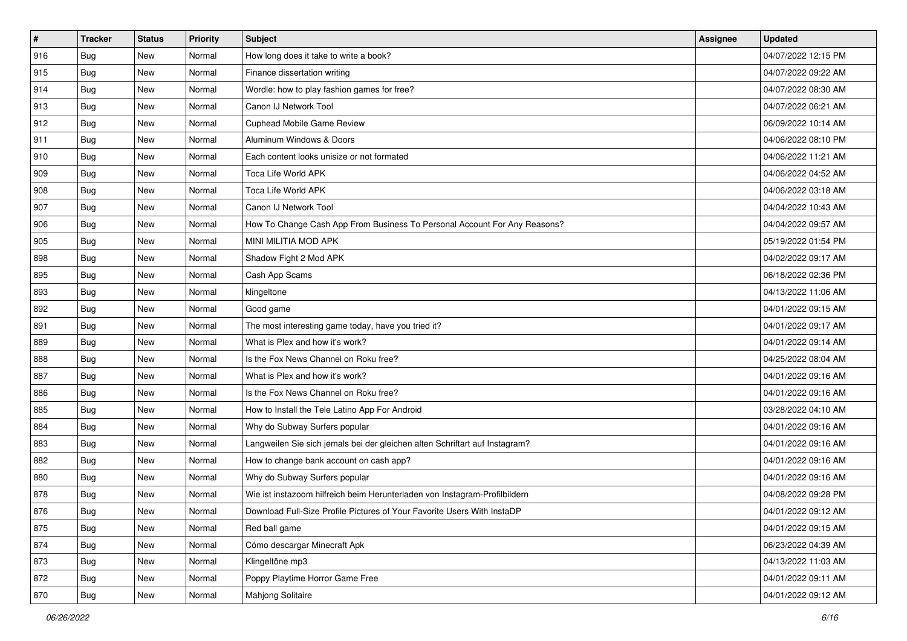| # | Tracker | Status | Priority | Subject | Assignee | Updated |
|---|---|---|---|---|---|---|
| 916 | Bug | New | Normal | How long does it take to write a book? | | 04/07/2022 12:15 PM |
| 915 | Bug | New | Normal | Finance dissertation writing | | 04/07/2022 09:22 AM |
| 914 | Bug | New | Normal | Wordle: how to play fashion games for free? | | 04/07/2022 08:30 AM |
| 913 | Bug | New | Normal | Canon IJ Network Tool | | 04/07/2022 06:21 AM |
| 912 | Bug | New | Normal | Cuphead Mobile Game Review | | 06/09/2022 10:14 AM |
| 911 | Bug | New | Normal | Aluminum Windows & Doors | | 04/06/2022 08:10 PM |
| 910 | Bug | New | Normal | Each content looks unisize or not formated | | 04/06/2022 11:21 AM |
| 909 | Bug | New | Normal | Toca Life World APK | | 04/06/2022 04:52 AM |
| 908 | Bug | New | Normal | Toca Life World APK | | 04/06/2022 03:18 AM |
| 907 | Bug | New | Normal | Canon IJ Network Tool | | 04/04/2022 10:43 AM |
| 906 | Bug | New | Normal | How To Change Cash App From Business To Personal Account For Any Reasons? | | 04/04/2022 09:57 AM |
| 905 | Bug | New | Normal | MINI MILITIA MOD APK | | 05/19/2022 01:54 PM |
| 898 | Bug | New | Normal | Shadow Fight 2 Mod APK | | 04/02/2022 09:17 AM |
| 895 | Bug | New | Normal | Cash App Scams | | 06/18/2022 02:36 PM |
| 893 | Bug | New | Normal | klingeltone | | 04/13/2022 11:06 AM |
| 892 | Bug | New | Normal | Good game | | 04/01/2022 09:15 AM |
| 891 | Bug | New | Normal | The most interesting game today, have you tried it? | | 04/01/2022 09:17 AM |
| 889 | Bug | New | Normal | What is Plex and how it's work? | | 04/01/2022 09:14 AM |
| 888 | Bug | New | Normal | Is the Fox News Channel on Roku free? | | 04/25/2022 08:04 AM |
| 887 | Bug | New | Normal | What is Plex and how it's work? | | 04/01/2022 09:16 AM |
| 886 | Bug | New | Normal | Is the Fox News Channel on Roku free? | | 04/01/2022 09:16 AM |
| 885 | Bug | New | Normal | How to Install the Tele Latino App For Android | | 03/28/2022 04:10 AM |
| 884 | Bug | New | Normal | Why do Subway Surfers popular | | 04/01/2022 09:16 AM |
| 883 | Bug | New | Normal | Langweilen Sie sich jemals bei der gleichen alten Schriftart auf Instagram? | | 04/01/2022 09:16 AM |
| 882 | Bug | New | Normal | How to change bank account on cash app? | | 04/01/2022 09:16 AM |
| 880 | Bug | New | Normal | Why do Subway Surfers popular | | 04/01/2022 09:16 AM |
| 878 | Bug | New | Normal | Wie ist instazoom hilfreich beim Herunterladen von Instagram-Profilbildern | | 04/08/2022 09:28 PM |
| 876 | Bug | New | Normal | Download Full-Size Profile Pictures of Your Favorite Users With InstaDP | | 04/01/2022 09:12 AM |
| 875 | Bug | New | Normal | Red ball game | | 04/01/2022 09:15 AM |
| 874 | Bug | New | Normal | Cómo descargar Minecraft Apk | | 06/23/2022 04:39 AM |
| 873 | Bug | New | Normal | Klingeltöne mp3 | | 04/13/2022 11:03 AM |
| 872 | Bug | New | Normal | Poppy Playtime Horror Game Free | | 04/01/2022 09:11 AM |
| 870 | Bug | New | Normal | Mahjong Solitaire | | 04/01/2022 09:12 AM |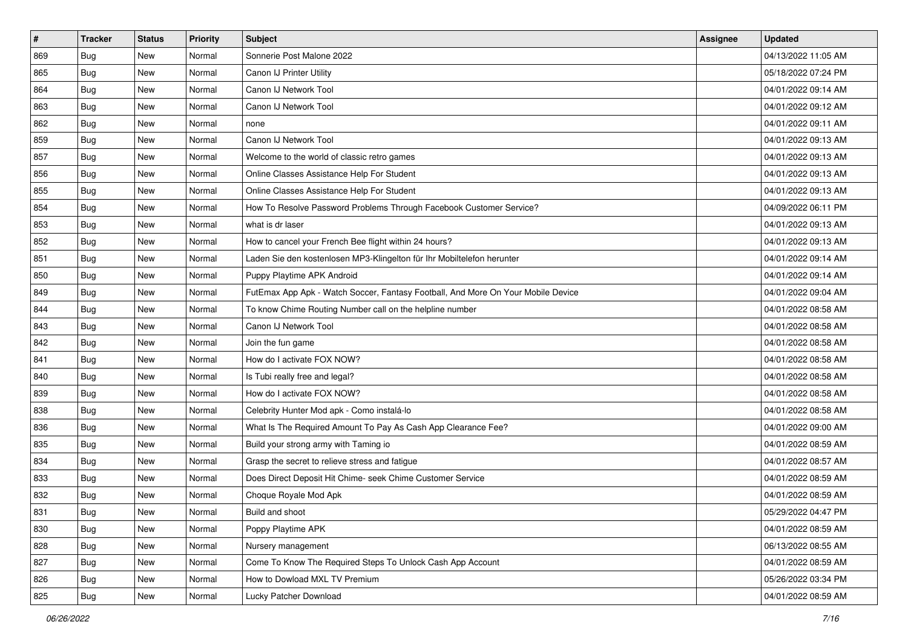| # | Tracker | Status | Priority | Subject | Assignee | Updated |
|---|---|---|---|---|---|---|
| 869 | Bug | New | Normal | Sonnerie Post Malone 2022 | | 04/13/2022 11:05 AM |
| 865 | Bug | New | Normal | Canon IJ Printer Utility | | 05/18/2022 07:24 PM |
| 864 | Bug | New | Normal | Canon IJ Network Tool | | 04/01/2022 09:14 AM |
| 863 | Bug | New | Normal | Canon IJ Network Tool | | 04/01/2022 09:12 AM |
| 862 | Bug | New | Normal | none | | 04/01/2022 09:11 AM |
| 859 | Bug | New | Normal | Canon IJ Network Tool | | 04/01/2022 09:13 AM |
| 857 | Bug | New | Normal | Welcome to the world of classic retro games | | 04/01/2022 09:13 AM |
| 856 | Bug | New | Normal | Online Classes Assistance Help For Student | | 04/01/2022 09:13 AM |
| 855 | Bug | New | Normal | Online Classes Assistance Help For Student | | 04/01/2022 09:13 AM |
| 854 | Bug | New | Normal | How To Resolve Password Problems Through Facebook Customer Service? | | 04/09/2022 06:11 PM |
| 853 | Bug | New | Normal | what is dr laser | | 04/01/2022 09:13 AM |
| 852 | Bug | New | Normal | How to cancel your French Bee flight within 24 hours? | | 04/01/2022 09:13 AM |
| 851 | Bug | New | Normal | Laden Sie den kostenlosen MP3-Klingelton für Ihr Mobiltelefon herunter | | 04/01/2022 09:14 AM |
| 850 | Bug | New | Normal | Puppy Playtime APK Android | | 04/01/2022 09:14 AM |
| 849 | Bug | New | Normal | FutEmax App Apk - Watch Soccer, Fantasy Football, And More On Your Mobile Device | | 04/01/2022 09:04 AM |
| 844 | Bug | New | Normal | To know Chime Routing Number call on the helpline number | | 04/01/2022 08:58 AM |
| 843 | Bug | New | Normal | Canon IJ Network Tool | | 04/01/2022 08:58 AM |
| 842 | Bug | New | Normal | Join the fun game | | 04/01/2022 08:58 AM |
| 841 | Bug | New | Normal | How do I activate FOX NOW? | | 04/01/2022 08:58 AM |
| 840 | Bug | New | Normal | Is Tubi really free and legal? | | 04/01/2022 08:58 AM |
| 839 | Bug | New | Normal | How do I activate FOX NOW? | | 04/01/2022 08:58 AM |
| 838 | Bug | New | Normal | Celebrity Hunter Mod apk - Como instalá-lo | | 04/01/2022 08:58 AM |
| 836 | Bug | New | Normal | What Is The Required Amount To Pay As Cash App Clearance Fee? | | 04/01/2022 09:00 AM |
| 835 | Bug | New | Normal | Build your strong army with Taming io | | 04/01/2022 08:59 AM |
| 834 | Bug | New | Normal | Grasp the secret to relieve stress and fatigue | | 04/01/2022 08:57 AM |
| 833 | Bug | New | Normal | Does Direct Deposit Hit Chime- seek Chime Customer Service | | 04/01/2022 08:59 AM |
| 832 | Bug | New | Normal | Choque Royale Mod Apk | | 04/01/2022 08:59 AM |
| 831 | Bug | New | Normal | Build and shoot | | 05/29/2022 04:47 PM |
| 830 | Bug | New | Normal | Poppy Playtime APK | | 04/01/2022 08:59 AM |
| 828 | Bug | New | Normal | Nursery management | | 06/13/2022 08:55 AM |
| 827 | Bug | New | Normal | Come To Know The Required Steps To Unlock Cash App Account | | 04/01/2022 08:59 AM |
| 826 | Bug | New | Normal | How to Dowload MXL TV Premium | | 05/26/2022 03:34 PM |
| 825 | Bug | New | Normal | Lucky Patcher Download | | 04/01/2022 08:59 AM |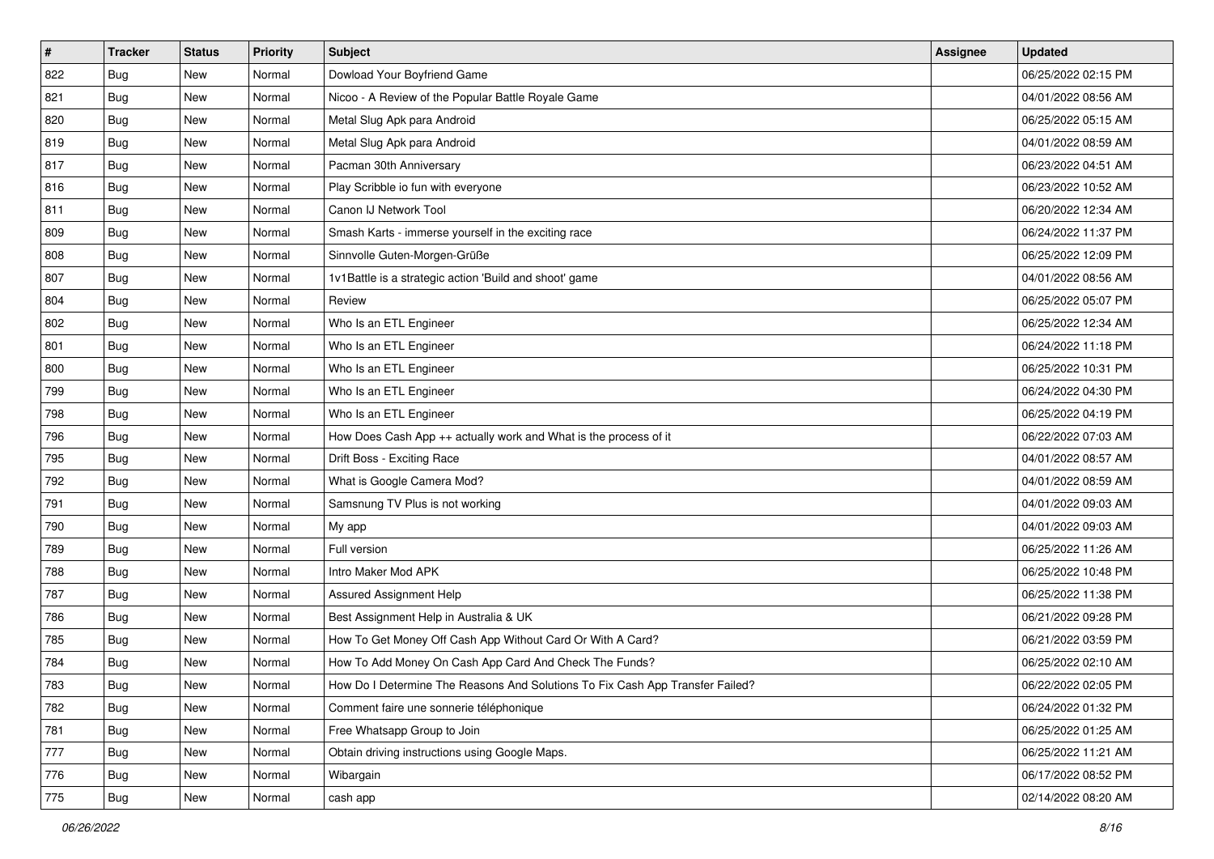| # | Tracker | Status | Priority | Subject | Assignee | Updated |
|---|---|---|---|---|---|---|
| 822 | Bug | New | Normal | Dowload Your Boyfriend Game | | 06/25/2022 02:15 PM |
| 821 | Bug | New | Normal | Nicoo - A Review of the Popular Battle Royale Game | | 04/01/2022 08:56 AM |
| 820 | Bug | New | Normal | Metal Slug Apk para Android | | 06/25/2022 05:15 AM |
| 819 | Bug | New | Normal | Metal Slug Apk para Android | | 04/01/2022 08:59 AM |
| 817 | Bug | New | Normal | Pacman 30th Anniversary | | 06/23/2022 04:51 AM |
| 816 | Bug | New | Normal | Play Scribble io fun with everyone | | 06/23/2022 10:52 AM |
| 811 | Bug | New | Normal | Canon IJ Network Tool | | 06/20/2022 12:34 AM |
| 809 | Bug | New | Normal | Smash Karts - immerse yourself in the exciting race | | 06/24/2022 11:37 PM |
| 808 | Bug | New | Normal | Sinnvolle Guten-Morgen-Grüße | | 06/25/2022 12:09 PM |
| 807 | Bug | New | Normal | 1v1Battle is a strategic action 'Build and shoot' game | | 04/01/2022 08:56 AM |
| 804 | Bug | New | Normal | Review | | 06/25/2022 05:07 PM |
| 802 | Bug | New | Normal | Who Is an ETL Engineer | | 06/25/2022 12:34 AM |
| 801 | Bug | New | Normal | Who Is an ETL Engineer | | 06/24/2022 11:18 PM |
| 800 | Bug | New | Normal | Who Is an ETL Engineer | | 06/25/2022 10:31 PM |
| 799 | Bug | New | Normal | Who Is an ETL Engineer | | 06/24/2022 04:30 PM |
| 798 | Bug | New | Normal | Who Is an ETL Engineer | | 06/25/2022 04:19 PM |
| 796 | Bug | New | Normal | How Does Cash App ++ actually work and What is the process of it | | 06/22/2022 07:03 AM |
| 795 | Bug | New | Normal | Drift Boss - Exciting Race | | 04/01/2022 08:57 AM |
| 792 | Bug | New | Normal | What is Google Camera Mod? | | 04/01/2022 08:59 AM |
| 791 | Bug | New | Normal | Samsnung TV Plus is not working | | 04/01/2022 09:03 AM |
| 790 | Bug | New | Normal | My app | | 04/01/2022 09:03 AM |
| 789 | Bug | New | Normal | Full version | | 06/25/2022 11:26 AM |
| 788 | Bug | New | Normal | Intro Maker Mod APK | | 06/25/2022 10:48 PM |
| 787 | Bug | New | Normal | Assured Assignment Help | | 06/25/2022 11:38 PM |
| 786 | Bug | New | Normal | Best Assignment Help in Australia & UK | | 06/21/2022 09:28 PM |
| 785 | Bug | New | Normal | How To Get Money Off Cash App Without Card Or With A Card? | | 06/21/2022 03:59 PM |
| 784 | Bug | New | Normal | How To Add Money On Cash App Card And Check The Funds? | | 06/25/2022 02:10 AM |
| 783 | Bug | New | Normal | How Do I Determine The Reasons And Solutions To Fix Cash App Transfer Failed? | | 06/22/2022 02:05 PM |
| 782 | Bug | New | Normal | Comment faire une sonnerie téléphonique | | 06/24/2022 01:32 PM |
| 781 | Bug | New | Normal | Free Whatsapp Group to Join | | 06/25/2022 01:25 AM |
| 777 | Bug | New | Normal | Obtain driving instructions using Google Maps. | | 06/25/2022 11:21 AM |
| 776 | Bug | New | Normal | Wibargain | | 06/17/2022 08:52 PM |
| 775 | Bug | New | Normal | cash app | | 02/14/2022 08:20 AM |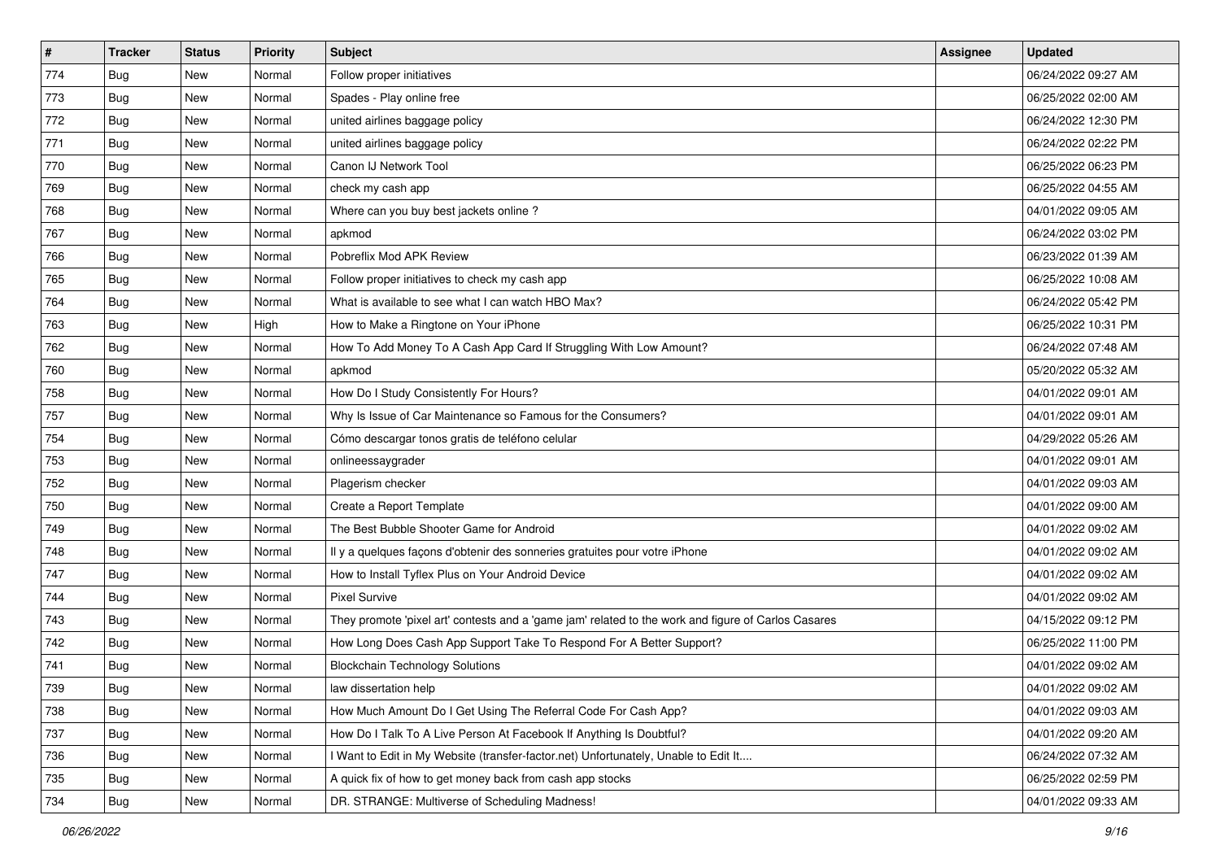| # | Tracker | Status | Priority | Subject | Assignee | Updated |
|---|---|---|---|---|---|---|
| 774 | Bug | New | Normal | Follow proper initiatives | | 06/24/2022 09:27 AM |
| 773 | Bug | New | Normal | Spades - Play online free | | 06/25/2022 02:00 AM |
| 772 | Bug | New | Normal | united airlines baggage policy | | 06/24/2022 12:30 PM |
| 771 | Bug | New | Normal | united airlines baggage policy | | 06/24/2022 02:22 PM |
| 770 | Bug | New | Normal | Canon IJ Network Tool | | 06/25/2022 06:23 PM |
| 769 | Bug | New | Normal | check my cash app | | 06/25/2022 04:55 AM |
| 768 | Bug | New | Normal | Where can you buy best jackets online ? | | 04/01/2022 09:05 AM |
| 767 | Bug | New | Normal | apkmod | | 06/24/2022 03:02 PM |
| 766 | Bug | New | Normal | Pobreflix Mod APK Review | | 06/23/2022 01:39 AM |
| 765 | Bug | New | Normal | Follow proper initiatives to check my cash app | | 06/25/2022 10:08 AM |
| 764 | Bug | New | Normal | What is available to see what I can watch HBO Max? | | 06/24/2022 05:42 PM |
| 763 | Bug | New | High | How to Make a Ringtone on Your iPhone | | 06/25/2022 10:31 PM |
| 762 | Bug | New | Normal | How To Add Money To A Cash App Card If Struggling With Low Amount? | | 06/24/2022 07:48 AM |
| 760 | Bug | New | Normal | apkmod | | 05/20/2022 05:32 AM |
| 758 | Bug | New | Normal | How Do I Study Consistently For Hours? | | 04/01/2022 09:01 AM |
| 757 | Bug | New | Normal | Why Is Issue of Car Maintenance so Famous for the Consumers? | | 04/01/2022 09:01 AM |
| 754 | Bug | New | Normal | Cómo descargar tonos gratis de teléfono celular | | 04/29/2022 05:26 AM |
| 753 | Bug | New | Normal | onlineessaygrader | | 04/01/2022 09:01 AM |
| 752 | Bug | New | Normal | Plagerism checker | | 04/01/2022 09:03 AM |
| 750 | Bug | New | Normal | Create a Report Template | | 04/01/2022 09:00 AM |
| 749 | Bug | New | Normal | The Best Bubble Shooter Game for Android | | 04/01/2022 09:02 AM |
| 748 | Bug | New | Normal | Il y a quelques façons d'obtenir des sonneries gratuites pour votre iPhone | | 04/01/2022 09:02 AM |
| 747 | Bug | New | Normal | How to Install Tyflex Plus on Your Android Device | | 04/01/2022 09:02 AM |
| 744 | Bug | New | Normal | Pixel Survive | | 04/01/2022 09:02 AM |
| 743 | Bug | New | Normal | They promote 'pixel art' contests and a 'game jam' related to the work and figure of Carlos Casares | | 04/15/2022 09:12 PM |
| 742 | Bug | New | Normal | How Long Does Cash App Support Take To Respond For A Better Support? | | 06/25/2022 11:00 PM |
| 741 | Bug | New | Normal | Blockchain Technology Solutions | | 04/01/2022 09:02 AM |
| 739 | Bug | New | Normal | law dissertation help | | 04/01/2022 09:02 AM |
| 738 | Bug | New | Normal | How Much Amount Do I Get Using The Referral Code For Cash App? | | 04/01/2022 09:03 AM |
| 737 | Bug | New | Normal | How Do I Talk To A Live Person At Facebook If Anything Is Doubtful? | | 04/01/2022 09:20 AM |
| 736 | Bug | New | Normal | I Want to Edit in My Website (transfer-factor.net) Unfortunately, Unable to Edit It.... | | 06/24/2022 07:32 AM |
| 735 | Bug | New | Normal | A quick fix of how to get money back from cash app stocks | | 06/25/2022 02:59 PM |
| 734 | Bug | New | Normal | DR. STRANGE: Multiverse of Scheduling Madness! | | 04/01/2022 09:33 AM |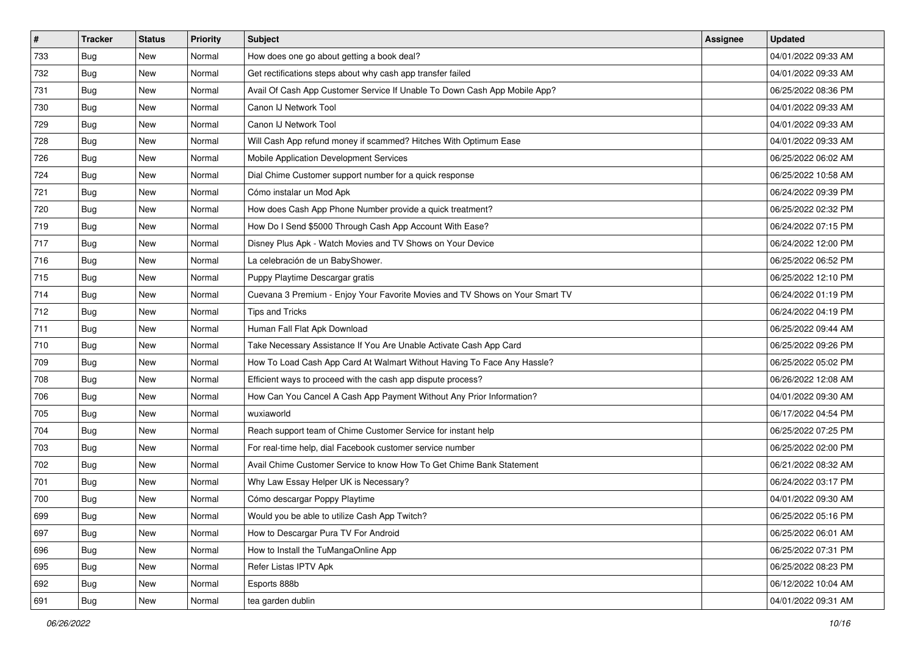| # | Tracker | Status | Priority | Subject | Assignee | Updated |
|---|---|---|---|---|---|---|
| 733 | Bug | New | Normal | How does one go about getting a book deal? | | 04/01/2022 09:33 AM |
| 732 | Bug | New | Normal | Get rectifications steps about why cash app transfer failed | | 04/01/2022 09:33 AM |
| 731 | Bug | New | Normal | Avail Of Cash App Customer Service If Unable To Down Cash App Mobile App? | | 06/25/2022 08:36 PM |
| 730 | Bug | New | Normal | Canon IJ Network Tool | | 04/01/2022 09:33 AM |
| 729 | Bug | New | Normal | Canon IJ Network Tool | | 04/01/2022 09:33 AM |
| 728 | Bug | New | Normal | Will Cash App refund money if scammed? Hitches With Optimum Ease | | 04/01/2022 09:33 AM |
| 726 | Bug | New | Normal | Mobile Application Development Services | | 06/25/2022 06:02 AM |
| 724 | Bug | New | Normal | Dial Chime Customer support number for a quick response | | 06/25/2022 10:58 AM |
| 721 | Bug | New | Normal | Cómo instalar un Mod Apk | | 06/24/2022 09:39 PM |
| 720 | Bug | New | Normal | How does Cash App Phone Number provide a quick treatment? | | 06/25/2022 02:32 PM |
| 719 | Bug | New | Normal | How Do I Send $5000 Through Cash App Account With Ease? | | 06/24/2022 07:15 PM |
| 717 | Bug | New | Normal | Disney Plus Apk - Watch Movies and TV Shows on Your Device | | 06/24/2022 12:00 PM |
| 716 | Bug | New | Normal | La celebración de un BabyShower. | | 06/25/2022 06:52 PM |
| 715 | Bug | New | Normal | Puppy Playtime Descargar gratis | | 06/25/2022 12:10 PM |
| 714 | Bug | New | Normal | Cuevana 3 Premium - Enjoy Your Favorite Movies and TV Shows on Your Smart TV | | 06/24/2022 01:19 PM |
| 712 | Bug | New | Normal | Tips and Tricks | | 06/24/2022 04:19 PM |
| 711 | Bug | New | Normal | Human Fall Flat Apk Download | | 06/25/2022 09:44 AM |
| 710 | Bug | New | Normal | Take Necessary Assistance If You Are Unable Activate Cash App Card | | 06/25/2022 09:26 PM |
| 709 | Bug | New | Normal | How To Load Cash App Card At Walmart Without Having To Face Any Hassle? | | 06/25/2022 05:02 PM |
| 708 | Bug | New | Normal | Efficient ways to proceed with the cash app dispute process? | | 06/26/2022 12:08 AM |
| 706 | Bug | New | Normal | How Can You Cancel A Cash App Payment Without Any Prior Information? | | 04/01/2022 09:30 AM |
| 705 | Bug | New | Normal | wuxiaworld | | 06/17/2022 04:54 PM |
| 704 | Bug | New | Normal | Reach support team of Chime Customer Service for instant help | | 06/25/2022 07:25 PM |
| 703 | Bug | New | Normal | For real-time help, dial Facebook customer service number | | 06/25/2022 02:00 PM |
| 702 | Bug | New | Normal | Avail Chime Customer Service to know How To Get Chime Bank Statement | | 06/21/2022 08:32 AM |
| 701 | Bug | New | Normal | Why Law Essay Helper UK is Necessary? | | 06/24/2022 03:17 PM |
| 700 | Bug | New | Normal | Cómo descargar Poppy Playtime | | 04/01/2022 09:30 AM |
| 699 | Bug | New | Normal | Would you be able to utilize Cash App Twitch? | | 06/25/2022 05:16 PM |
| 697 | Bug | New | Normal | How to Descargar Pura TV For Android | | 06/25/2022 06:01 AM |
| 696 | Bug | New | Normal | How to Install the TuMangaOnline App | | 06/25/2022 07:31 PM |
| 695 | Bug | New | Normal | Refer Listas IPTV Apk | | 06/25/2022 08:23 PM |
| 692 | Bug | New | Normal | Esports 888b | | 06/12/2022 10:04 AM |
| 691 | Bug | New | Normal | tea garden dublin | | 04/01/2022 09:31 AM |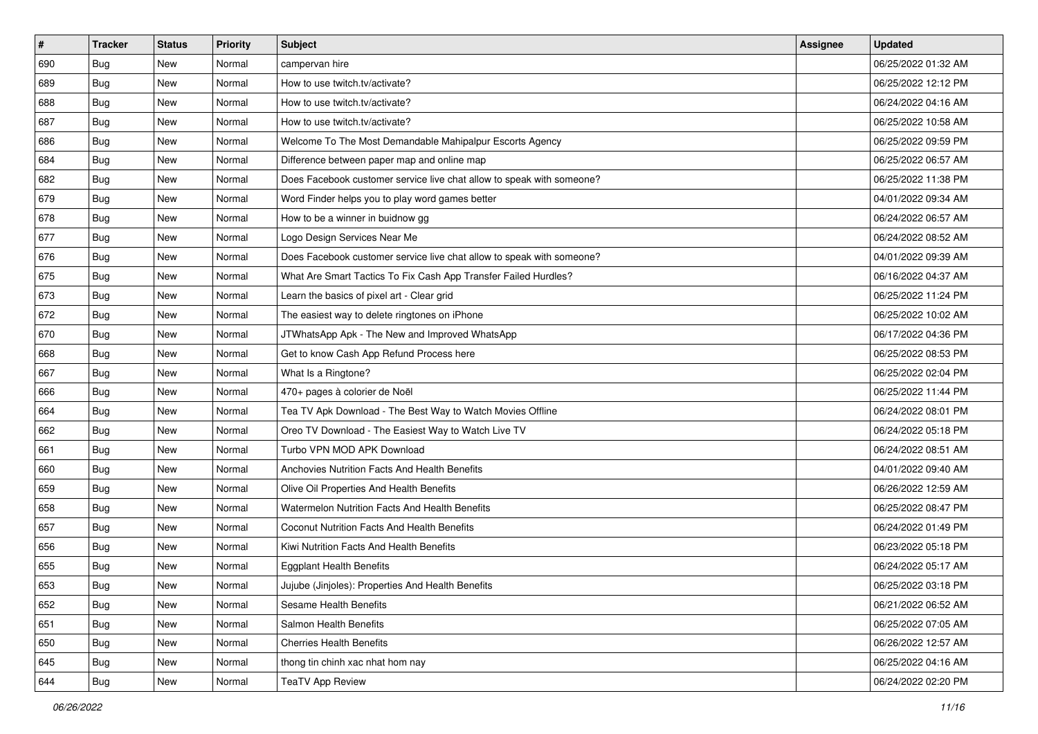| # | Tracker | Status | Priority | Subject | Assignee | Updated |
|---|---|---|---|---|---|---|
| 690 | Bug | New | Normal | campervan hire | | 06/25/2022 01:32 AM |
| 689 | Bug | New | Normal | How to use twitch.tv/activate? | | 06/25/2022 12:12 PM |
| 688 | Bug | New | Normal | How to use twitch.tv/activate? | | 06/24/2022 04:16 AM |
| 687 | Bug | New | Normal | How to use twitch.tv/activate? | | 06/25/2022 10:58 AM |
| 686 | Bug | New | Normal | Welcome To The Most Demandable Mahipalpur Escorts Agency | | 06/25/2022 09:59 PM |
| 684 | Bug | New | Normal | Difference between paper map and online map | | 06/25/2022 06:57 AM |
| 682 | Bug | New | Normal | Does Facebook customer service live chat allow to speak with someone? | | 06/25/2022 11:38 PM |
| 679 | Bug | New | Normal | Word Finder helps you to play word games better | | 04/01/2022 09:34 AM |
| 678 | Bug | New | Normal | How to be a winner in buidnow gg | | 06/24/2022 06:57 AM |
| 677 | Bug | New | Normal | Logo Design Services Near Me | | 06/24/2022 08:52 AM |
| 676 | Bug | New | Normal | Does Facebook customer service live chat allow to speak with someone? | | 04/01/2022 09:39 AM |
| 675 | Bug | New | Normal | What Are Smart Tactics To Fix Cash App Transfer Failed Hurdles? | | 06/16/2022 04:37 AM |
| 673 | Bug | New | Normal | Learn the basics of pixel art - Clear grid | | 06/25/2022 11:24 PM |
| 672 | Bug | New | Normal | The easiest way to delete ringtones on iPhone | | 06/25/2022 10:02 AM |
| 670 | Bug | New | Normal | JTWhatsApp Apk - The New and Improved WhatsApp | | 06/17/2022 04:36 PM |
| 668 | Bug | New | Normal | Get to know Cash App Refund Process here | | 06/25/2022 08:53 PM |
| 667 | Bug | New | Normal | What Is a Ringtone? | | 06/25/2022 02:04 PM |
| 666 | Bug | New | Normal | 470+ pages à colorier de Noël | | 06/25/2022 11:44 PM |
| 664 | Bug | New | Normal | Tea TV Apk Download - The Best Way to Watch Movies Offline | | 06/24/2022 08:01 PM |
| 662 | Bug | New | Normal | Oreo TV Download - The Easiest Way to Watch Live TV | | 06/24/2022 05:18 PM |
| 661 | Bug | New | Normal | Turbo VPN MOD APK Download | | 06/24/2022 08:51 AM |
| 660 | Bug | New | Normal | Anchovies Nutrition Facts And Health Benefits | | 04/01/2022 09:40 AM |
| 659 | Bug | New | Normal | Olive Oil Properties And Health Benefits | | 06/26/2022 12:59 AM |
| 658 | Bug | New | Normal | Watermelon Nutrition Facts And Health Benefits | | 06/25/2022 08:47 PM |
| 657 | Bug | New | Normal | Coconut Nutrition Facts And Health Benefits | | 06/24/2022 01:49 PM |
| 656 | Bug | New | Normal | Kiwi Nutrition Facts And Health Benefits | | 06/23/2022 05:18 PM |
| 655 | Bug | New | Normal | Eggplant Health Benefits | | 06/24/2022 05:17 AM |
| 653 | Bug | New | Normal | Jujube (Jinjoles): Properties And Health Benefits | | 06/25/2022 03:18 PM |
| 652 | Bug | New | Normal | Sesame Health Benefits | | 06/21/2022 06:52 AM |
| 651 | Bug | New | Normal | Salmon Health Benefits | | 06/25/2022 07:05 AM |
| 650 | Bug | New | Normal | Cherries Health Benefits | | 06/26/2022 12:57 AM |
| 645 | Bug | New | Normal | thong tin chinh xac nhat hom nay | | 06/25/2022 04:16 AM |
| 644 | Bug | New | Normal | TeaTV App Review | | 06/24/2022 02:20 PM |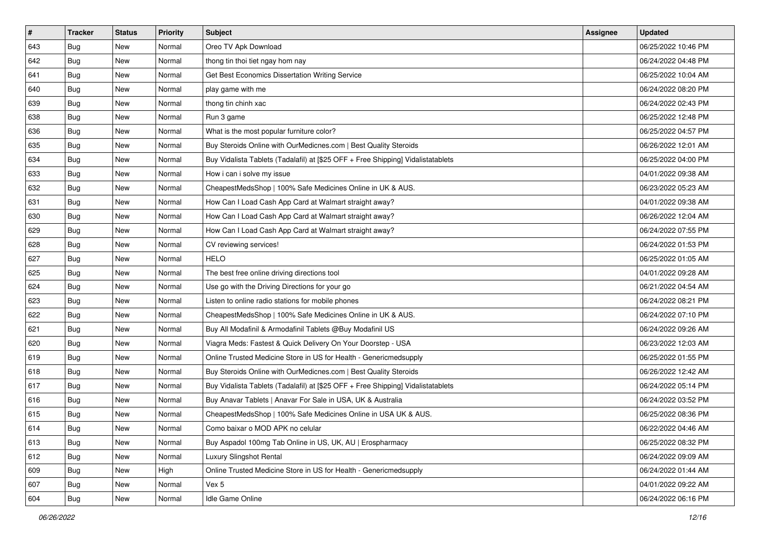| # | Tracker | Status | Priority | Subject | Assignee | Updated |
|---|---|---|---|---|---|---|
| 643 | Bug | New | Normal | Oreo TV Apk Download | | 06/25/2022 10:46 PM |
| 642 | Bug | New | Normal | thong tin thoi tiet ngay hom nay | | 06/24/2022 04:48 PM |
| 641 | Bug | New | Normal | Get Best Economics Dissertation Writing Service | | 06/25/2022 10:04 AM |
| 640 | Bug | New | Normal | play game with me | | 06/24/2022 08:20 PM |
| 639 | Bug | New | Normal | thong tin chinh xac | | 06/24/2022 02:43 PM |
| 638 | Bug | New | Normal | Run 3 game | | 06/25/2022 12:48 PM |
| 636 | Bug | New | Normal | What is the most popular furniture color? | | 06/25/2022 04:57 PM |
| 635 | Bug | New | Normal | Buy Steroids Online with OurMedicnes.com &#124; Best Quality Steroids | | 06/26/2022 12:01 AM |
| 634 | Bug | New | Normal | Buy Vidalista Tablets (Tadalafil) at [$25 OFF + Free Shipping] Vidalistatablets | | 06/25/2022 04:00 PM |
| 633 | Bug | New | Normal | How i can i solve my issue | | 04/01/2022 09:38 AM |
| 632 | Bug | New | Normal | CheapestMedsShop &#124; 100% Safe Medicines Online in UK & AUS. | | 06/23/2022 05:23 AM |
| 631 | Bug | New | Normal | How Can I Load Cash App Card at Walmart straight away? | | 04/01/2022 09:38 AM |
| 630 | Bug | New | Normal | How Can I Load Cash App Card at Walmart straight away? | | 06/26/2022 12:04 AM |
| 629 | Bug | New | Normal | How Can I Load Cash App Card at Walmart straight away? | | 06/24/2022 07:55 PM |
| 628 | Bug | New | Normal | CV reviewing services! | | 06/24/2022 01:53 PM |
| 627 | Bug | New | Normal | HELO | | 06/25/2022 01:05 AM |
| 625 | Bug | New | Normal | The best free online driving directions tool | | 04/01/2022 09:28 AM |
| 624 | Bug | New | Normal | Use go with the Driving Directions for your go | | 06/21/2022 04:54 AM |
| 623 | Bug | New | Normal | Listen to online radio stations for mobile phones | | 06/24/2022 08:21 PM |
| 622 | Bug | New | Normal | CheapestMedsShop &#124; 100% Safe Medicines Online in UK & AUS. | | 06/24/2022 07:10 PM |
| 621 | Bug | New | Normal | Buy All Modafinil & Armodafinil Tablets @Buy Modafinil US | | 06/24/2022 09:26 AM |
| 620 | Bug | New | Normal | Viagra Meds: Fastest & Quick Delivery On Your Doorstep - USA | | 06/23/2022 12:03 AM |
| 619 | Bug | New | Normal | Online Trusted Medicine Store in US for Health - Genericmedsupply | | 06/25/2022 01:55 PM |
| 618 | Bug | New | Normal | Buy Steroids Online with OurMedicnes.com &#124; Best Quality Steroids | | 06/26/2022 12:42 AM |
| 617 | Bug | New | Normal | Buy Vidalista Tablets (Tadalafil) at [$25 OFF + Free Shipping] Vidalistatablets | | 06/24/2022 05:14 PM |
| 616 | Bug | New | Normal | Buy Anavar Tablets &#124; Anavar For Sale in USA, UK & Australia | | 06/24/2022 03:52 PM |
| 615 | Bug | New | Normal | CheapestMedsShop &#124; 100% Safe Medicines Online in USA UK & AUS. | | 06/25/2022 08:36 PM |
| 614 | Bug | New | Normal | Como baixar o MOD APK no celular | | 06/22/2022 04:46 AM |
| 613 | Bug | New | Normal | Buy Aspadol 100mg Tab Online in US, UK, AU &#124; Erospharmacy | | 06/25/2022 08:32 PM |
| 612 | Bug | New | Normal | Luxury Slingshot Rental | | 06/24/2022 09:09 AM |
| 609 | Bug | New | High | Online Trusted Medicine Store in US for Health - Genericmedsupply | | 06/24/2022 01:44 AM |
| 607 | Bug | New | Normal | Vex 5 | | 04/01/2022 09:22 AM |
| 604 | Bug | New | Normal | Idle Game Online | | 06/24/2022 06:16 PM |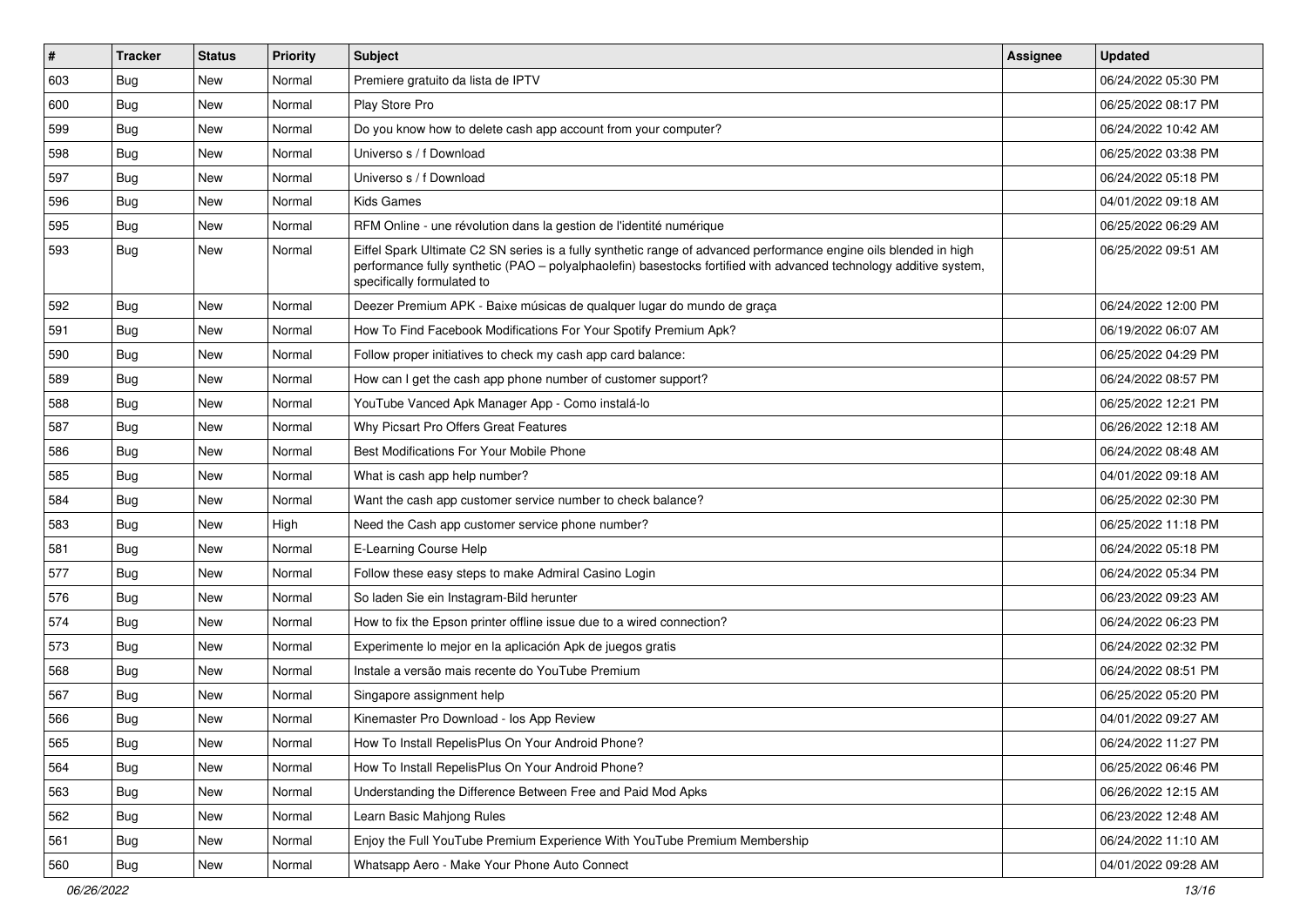| # | Tracker | Status | Priority | Subject | Assignee | Updated |
| --- | --- | --- | --- | --- | --- | --- |
| 603 | Bug | New | Normal | Premiere gratuito da lista de IPTV | | 06/24/2022 05:30 PM |
| 600 | Bug | New | Normal | Play Store Pro | | 06/25/2022 08:17 PM |
| 599 | Bug | New | Normal | Do you know how to delete cash app account from your computer? | | 06/24/2022 10:42 AM |
| 598 | Bug | New | Normal | Universo s / f Download | | 06/25/2022 03:38 PM |
| 597 | Bug | New | Normal | Universo s / f Download | | 06/24/2022 05:18 PM |
| 596 | Bug | New | Normal | Kids Games | | 04/01/2022 09:18 AM |
| 595 | Bug | New | Normal | RFM Online - une révolution dans la gestion de l'identité numérique | | 06/25/2022 06:29 AM |
| 593 | Bug | New | Normal | Eiffel Spark Ultimate C2 SN series is a fully synthetic range of advanced performance engine oils blended in high performance fully synthetic (PAO – polyalphaolefin) basestocks fortified with advanced technology additive system, specifically formulated to | | 06/25/2022 09:51 AM |
| 592 | Bug | New | Normal | Deezer Premium APK - Baixe músicas de qualquer lugar do mundo de graça | | 06/24/2022 12:00 PM |
| 591 | Bug | New | Normal | How To Find Facebook Modifications For Your Spotify Premium Apk? | | 06/19/2022 06:07 AM |
| 590 | Bug | New | Normal | Follow proper initiatives to check my cash app card balance: | | 06/25/2022 04:29 PM |
| 589 | Bug | New | Normal | How can I get the cash app phone number of customer support? | | 06/24/2022 08:57 PM |
| 588 | Bug | New | Normal | YouTube Vanced Apk Manager App - Como instalá-lo | | 06/25/2022 12:21 PM |
| 587 | Bug | New | Normal | Why Picsart Pro Offers Great Features | | 06/26/2022 12:18 AM |
| 586 | Bug | New | Normal | Best Modifications For Your Mobile Phone | | 06/24/2022 08:48 AM |
| 585 | Bug | New | Normal | What is cash app help number? | | 04/01/2022 09:18 AM |
| 584 | Bug | New | Normal | Want the cash app customer service number to check balance? | | 06/25/2022 02:30 PM |
| 583 | Bug | New | High | Need the Cash app customer service phone number? | | 06/25/2022 11:18 PM |
| 581 | Bug | New | Normal | E-Learning Course Help | | 06/24/2022 05:18 PM |
| 577 | Bug | New | Normal | Follow these easy steps to make Admiral Casino Login | | 06/24/2022 05:34 PM |
| 576 | Bug | New | Normal | So laden Sie ein Instagram-Bild herunter | | 06/23/2022 09:23 AM |
| 574 | Bug | New | Normal | How to fix the Epson printer offline issue due to a wired connection? | | 06/24/2022 06:23 PM |
| 573 | Bug | New | Normal | Experimente lo mejor en la aplicación Apk de juegos gratis | | 06/24/2022 02:32 PM |
| 568 | Bug | New | Normal | Instale a versão mais recente do YouTube Premium | | 06/24/2022 08:51 PM |
| 567 | Bug | New | Normal | Singapore assignment help | | 06/25/2022 05:20 PM |
| 566 | Bug | New | Normal | Kinemaster Pro Download - Ios App Review | | 04/01/2022 09:27 AM |
| 565 | Bug | New | Normal | How To Install RepelisPlus On Your Android Phone? | | 06/24/2022 11:27 PM |
| 564 | Bug | New | Normal | How To Install RepelisPlus On Your Android Phone? | | 06/25/2022 06:46 PM |
| 563 | Bug | New | Normal | Understanding the Difference Between Free and Paid Mod Apks | | 06/26/2022 12:15 AM |
| 562 | Bug | New | Normal | Learn Basic Mahjong Rules | | 06/23/2022 12:48 AM |
| 561 | Bug | New | Normal | Enjoy the Full YouTube Premium Experience With YouTube Premium Membership | | 06/24/2022 11:10 AM |
| 560 | Bug | New | Normal | Whatsapp Aero - Make Your Phone Auto Connect | | 04/01/2022 09:28 AM |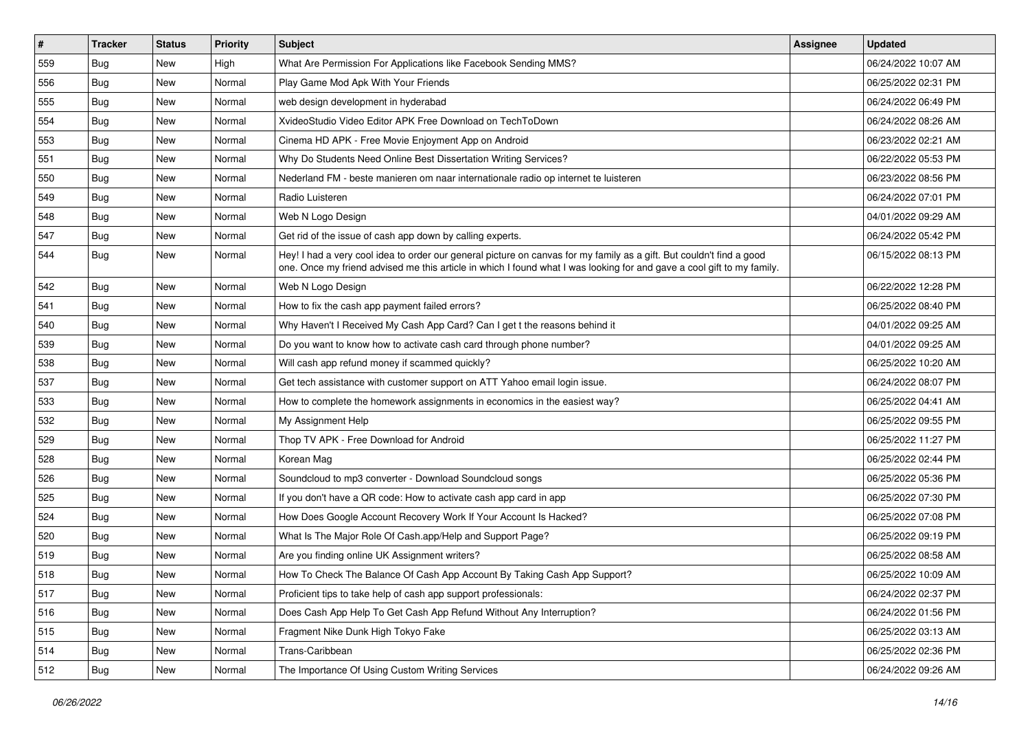| # | Tracker | Status | Priority | Subject | Assignee | Updated |
|---|---|---|---|---|---|---|
| 559 | Bug | New | High | What Are Permission For Applications like Facebook Sending MMS? | | 06/24/2022 10:07 AM |
| 556 | Bug | New | Normal | Play Game Mod Apk With Your Friends | | 06/25/2022 02:31 PM |
| 555 | Bug | New | Normal | web design development in hyderabad | | 06/24/2022 06:49 PM |
| 554 | Bug | New | Normal | XvideoStudio Video Editor APK Free Download on TechToDown | | 06/24/2022 08:26 AM |
| 553 | Bug | New | Normal | Cinema HD APK - Free Movie Enjoyment App on Android | | 06/23/2022 02:21 AM |
| 551 | Bug | New | Normal | Why Do Students Need Online Best Dissertation Writing Services? | | 06/22/2022 05:53 PM |
| 550 | Bug | New | Normal | Nederland FM - beste manieren om naar internationale radio op internet te luisteren | | 06/23/2022 08:56 PM |
| 549 | Bug | New | Normal | Radio Luisteren | | 06/24/2022 07:01 PM |
| 548 | Bug | New | Normal | Web N Logo Design | | 04/01/2022 09:29 AM |
| 547 | Bug | New | Normal | Get rid of the issue of cash app down by calling experts. | | 06/24/2022 05:42 PM |
| 544 | Bug | New | Normal | Hey! I had a very cool idea to order our general picture on canvas for my family as a gift. But couldn't find a good one. Once my friend advised me this article in which I found what I was looking for and gave a cool gift to my family. | | 06/15/2022 08:13 PM |
| 542 | Bug | New | Normal | Web N Logo Design | | 06/22/2022 12:28 PM |
| 541 | Bug | New | Normal | How to fix the cash app payment failed errors? | | 06/25/2022 08:40 PM |
| 540 | Bug | New | Normal | Why Haven't I Received My Cash App Card? Can I get t the reasons behind it | | 04/01/2022 09:25 AM |
| 539 | Bug | New | Normal | Do you want to know how to activate cash card through phone number? | | 04/01/2022 09:25 AM |
| 538 | Bug | New | Normal | Will cash app refund money if scammed quickly? | | 06/25/2022 10:20 AM |
| 537 | Bug | New | Normal | Get tech assistance with customer support on ATT Yahoo email login issue. | | 06/24/2022 08:07 PM |
| 533 | Bug | New | Normal | How to complete the homework assignments in economics in the easiest way? | | 06/25/2022 04:41 AM |
| 532 | Bug | New | Normal | My Assignment Help | | 06/25/2022 09:55 PM |
| 529 | Bug | New | Normal | Thop TV APK - Free Download for Android | | 06/25/2022 11:27 PM |
| 528 | Bug | New | Normal | Korean Mag | | 06/25/2022 02:44 PM |
| 526 | Bug | New | Normal | Soundcloud to mp3 converter - Download Soundcloud songs | | 06/25/2022 05:36 PM |
| 525 | Bug | New | Normal | If you don't have a QR code: How to activate cash app card in app | | 06/25/2022 07:30 PM |
| 524 | Bug | New | Normal | How Does Google Account Recovery Work If Your Account Is Hacked? | | 06/25/2022 07:08 PM |
| 520 | Bug | New | Normal | What Is The Major Role Of Cash.app/Help and Support Page? | | 06/25/2022 09:19 PM |
| 519 | Bug | New | Normal | Are you finding online UK Assignment writers? | | 06/25/2022 08:58 AM |
| 518 | Bug | New | Normal | How To Check The Balance Of Cash App Account By Taking Cash App Support? | | 06/25/2022 10:09 AM |
| 517 | Bug | New | Normal | Proficient tips to take help of cash app support professionals: | | 06/24/2022 02:37 PM |
| 516 | Bug | New | Normal | Does Cash App Help To Get Cash App Refund Without Any Interruption? | | 06/24/2022 01:56 PM |
| 515 | Bug | New | Normal | Fragment Nike Dunk High Tokyo Fake | | 06/25/2022 03:13 AM |
| 514 | Bug | New | Normal | Trans-Caribbean | | 06/25/2022 02:36 PM |
| 512 | Bug | New | Normal | The Importance Of Using Custom Writing Services | | 06/24/2022 09:26 AM |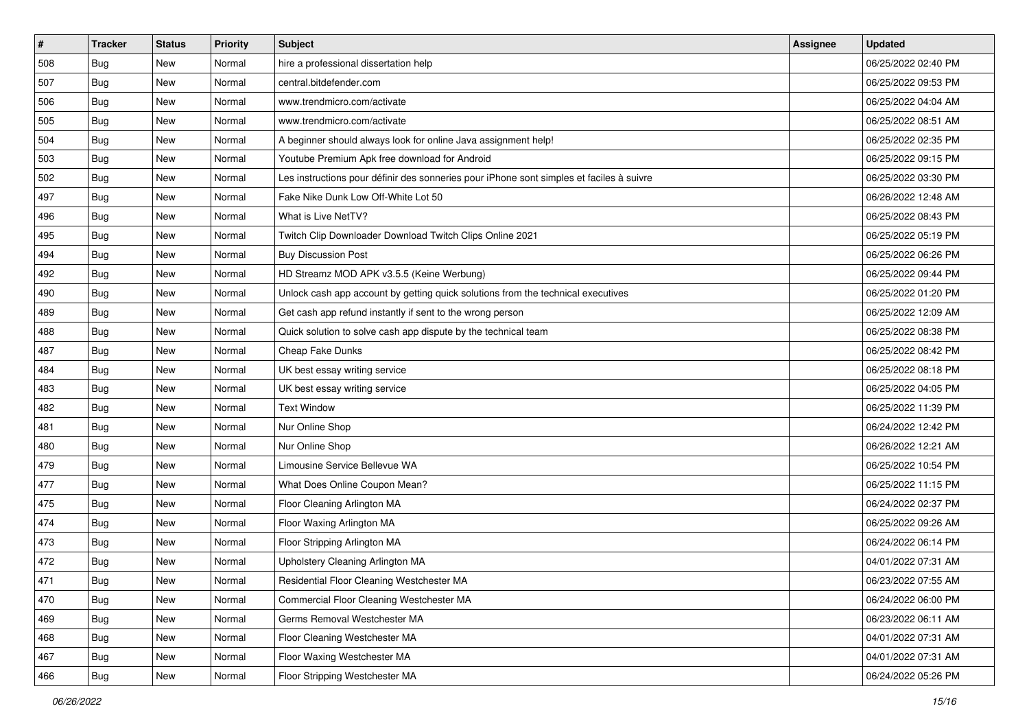| # | Tracker | Status | Priority | Subject | Assignee | Updated |
| --- | --- | --- | --- | --- | --- | --- |
| 508 | Bug | New | Normal | hire a professional dissertation help | | 06/25/2022 02:40 PM |
| 507 | Bug | New | Normal | central.bitdefender.com | | 06/25/2022 09:53 PM |
| 506 | Bug | New | Normal | www.trendmicro.com/activate | | 06/25/2022 04:04 AM |
| 505 | Bug | New | Normal | www.trendmicro.com/activate | | 06/25/2022 08:51 AM |
| 504 | Bug | New | Normal | A beginner should always look for online Java assignment help! | | 06/25/2022 02:35 PM |
| 503 | Bug | New | Normal | Youtube Premium Apk free download for Android | | 06/25/2022 09:15 PM |
| 502 | Bug | New | Normal | Les instructions pour définir des sonneries pour iPhone sont simples et faciles à suivre | | 06/25/2022 03:30 PM |
| 497 | Bug | New | Normal | Fake Nike Dunk Low Off-White Lot 50 | | 06/26/2022 12:48 AM |
| 496 | Bug | New | Normal | What is Live NetTV? | | 06/25/2022 08:43 PM |
| 495 | Bug | New | Normal | Twitch Clip Downloader Download Twitch Clips Online 2021 | | 06/25/2022 05:19 PM |
| 494 | Bug | New | Normal | Buy Discussion Post | | 06/25/2022 06:26 PM |
| 492 | Bug | New | Normal | HD Streamz MOD APK v3.5.5 (Keine Werbung) | | 06/25/2022 09:44 PM |
| 490 | Bug | New | Normal | Unlock cash app account by getting quick solutions from the technical executives | | 06/25/2022 01:20 PM |
| 489 | Bug | New | Normal | Get cash app refund instantly if sent to the wrong person | | 06/25/2022 12:09 AM |
| 488 | Bug | New | Normal | Quick solution to solve cash app dispute by the technical team | | 06/25/2022 08:38 PM |
| 487 | Bug | New | Normal | Cheap Fake Dunks | | 06/25/2022 08:42 PM |
| 484 | Bug | New | Normal | UK best essay writing service | | 06/25/2022 08:18 PM |
| 483 | Bug | New | Normal | UK best essay writing service | | 06/25/2022 04:05 PM |
| 482 | Bug | New | Normal | Text Window | | 06/25/2022 11:39 PM |
| 481 | Bug | New | Normal | Nur Online Shop | | 06/24/2022 12:42 PM |
| 480 | Bug | New | Normal | Nur Online Shop | | 06/26/2022 12:21 AM |
| 479 | Bug | New | Normal | Limousine Service Bellevue WA | | 06/25/2022 10:54 PM |
| 477 | Bug | New | Normal | What Does Online Coupon Mean? | | 06/25/2022 11:15 PM |
| 475 | Bug | New | Normal | Floor Cleaning Arlington MA | | 06/24/2022 02:37 PM |
| 474 | Bug | New | Normal | Floor Waxing Arlington MA | | 06/25/2022 09:26 AM |
| 473 | Bug | New | Normal | Floor Stripping Arlington MA | | 06/24/2022 06:14 PM |
| 472 | Bug | New | Normal | Upholstery Cleaning Arlington MA | | 04/01/2022 07:31 AM |
| 471 | Bug | New | Normal | Residential Floor Cleaning Westchester MA | | 06/23/2022 07:55 AM |
| 470 | Bug | New | Normal | Commercial Floor Cleaning Westchester MA | | 06/24/2022 06:00 PM |
| 469 | Bug | New | Normal | Germs Removal Westchester MA | | 06/23/2022 06:11 AM |
| 468 | Bug | New | Normal | Floor Cleaning Westchester MA | | 04/01/2022 07:31 AM |
| 467 | Bug | New | Normal | Floor Waxing Westchester MA | | 04/01/2022 07:31 AM |
| 466 | Bug | New | Normal | Floor Stripping Westchester MA | | 06/24/2022 05:26 PM |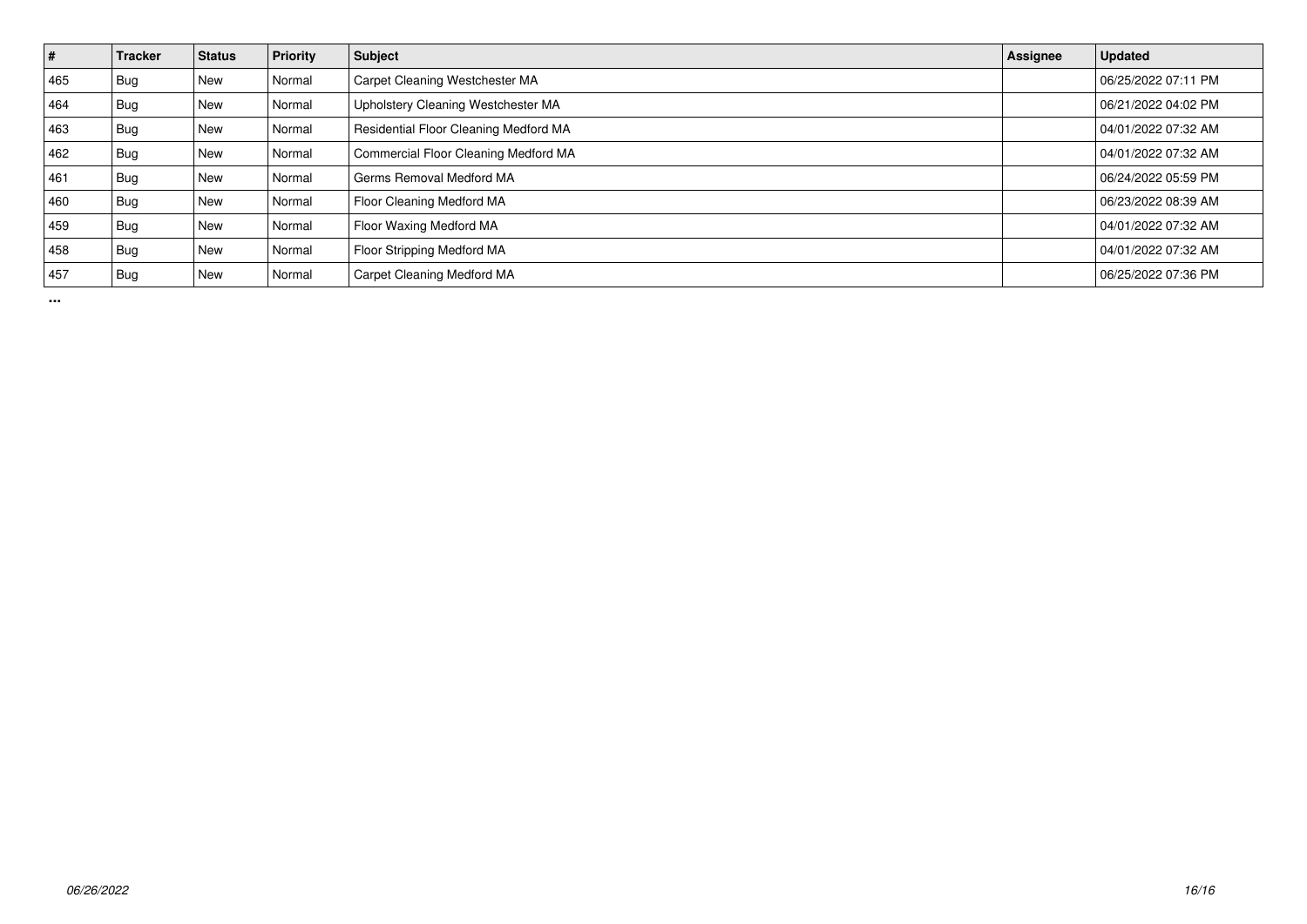| # | Tracker | Status | Priority | Subject | Assignee | Updated |
| --- | --- | --- | --- | --- | --- | --- |
| 465 | Bug | New | Normal | Carpet Cleaning Westchester MA | | 06/25/2022 07:11 PM |
| 464 | Bug | New | Normal | Upholstery Cleaning Westchester MA | | 06/21/2022 04:02 PM |
| 463 | Bug | New | Normal | Residential Floor Cleaning Medford MA | | 04/01/2022 07:32 AM |
| 462 | Bug | New | Normal | Commercial Floor Cleaning Medford MA | | 04/01/2022 07:32 AM |
| 461 | Bug | New | Normal | Germs Removal Medford MA | | 06/24/2022 05:59 PM |
| 460 | Bug | New | Normal | Floor Cleaning Medford MA | | 06/23/2022 08:39 AM |
| 459 | Bug | New | Normal | Floor Waxing Medford MA | | 04/01/2022 07:32 AM |
| 458 | Bug | New | Normal | Floor Stripping Medford MA | | 04/01/2022 07:32 AM |
| 457 | Bug | New | Normal | Carpet Cleaning Medford MA | | 06/25/2022 07:36 PM |

...